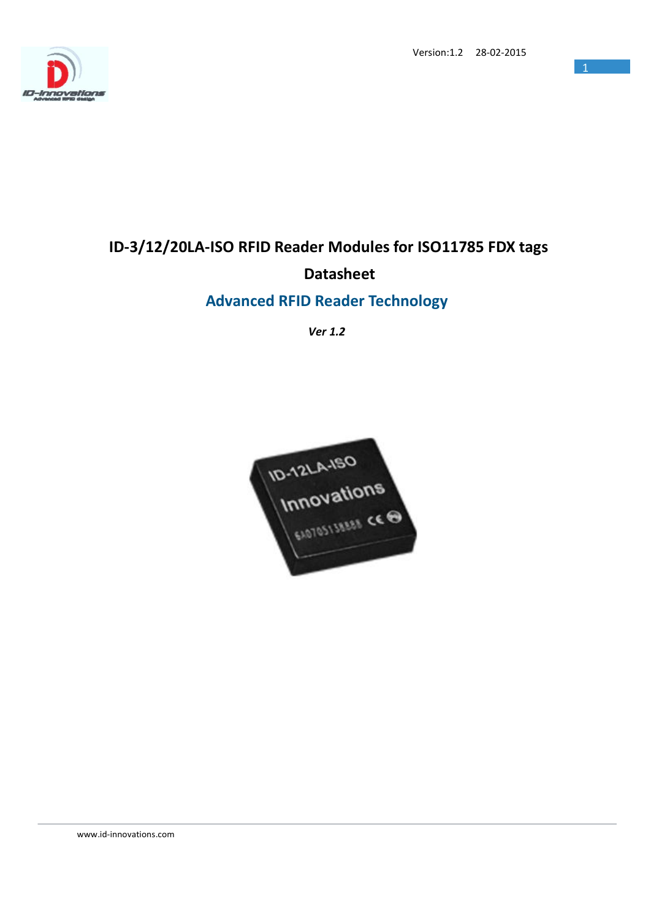Version:1.2 28-02-2015

# ID-3/12/20LA-ISO RFID Reader Modules for ISO11785 FDX tags

## Datasheet

## Advanced RFID Reader Technology

***Ver 1.2***

www.id-innovations.com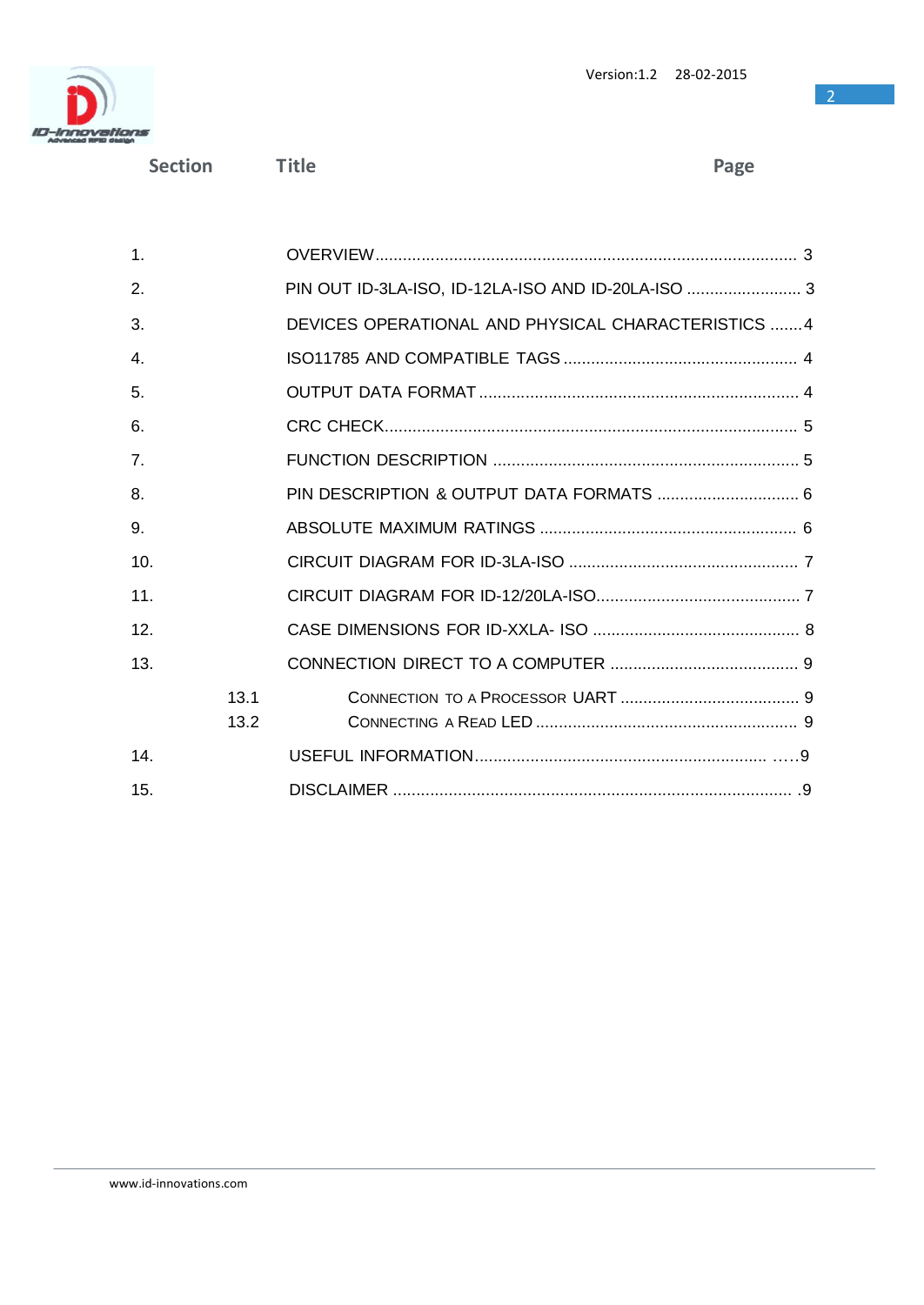| Section | | Title | Page |
|---|---|---|---|
| 1. | | OVERVIEW | 3 |
| 2. | | PIN OUT ID-3LA-ISO, ID-12LA-ISO AND ID-20LA-ISO | 3 |
| 3. | | DEVICES OPERATIONAL AND PHYSICAL CHARACTERISTICS | 4 |
| 4. | | ISO11785 AND COMPATIBLE TAGS | 4 |
| 5. | | OUTPUT DATA FORMAT | 4 |
| 6. | | CRC CHECK | 5 |
| 7. | | FUNCTION DESCRIPTION | 5 |
| 8. | | PIN DESCRIPTION & OUTPUT DATA FORMATS | 6 |
| 9. | | ABSOLUTE MAXIMUM RATINGS | 6 |
| 10. | | CIRCUIT DIAGRAM FOR ID-3LA-ISO | 7 |
| 11. | | CIRCUIT DIAGRAM FOR ID-12/20LA-ISO | 7 |
| 12. | | CASE DIMENSIONS FOR ID-XXLA- ISO | 8 |
| 13. | | CONNECTION DIRECT TO A COMPUTER | 9 |
| | 13.1 | CONNECTION TO A PROCESSOR UART | 9 |
| | 13.2 | CONNECTING A READ LED | 9 |
| 14. | | USEFUL INFORMATION | 9 |
| 15. | | DISCLAIMER | 9 |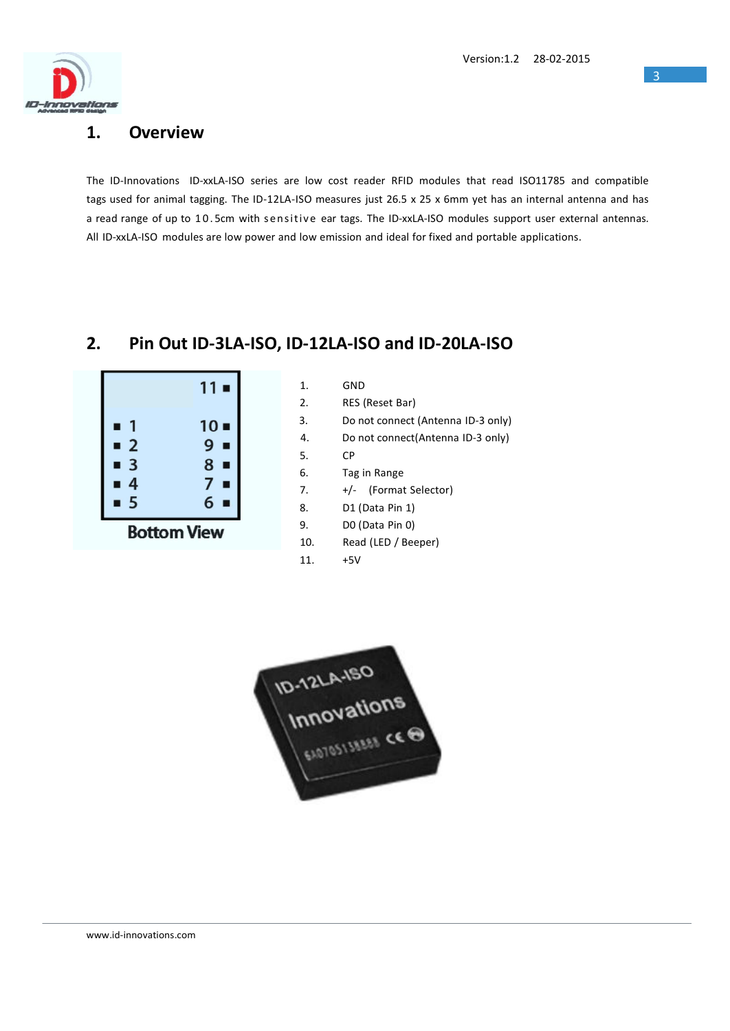## 1. Overview

The ID-Innovations ID-xxLA-ISO series are low cost reader RFID modules that read ISO11785 and compatible tags used for animal tagging. The ID-12LA-ISO measures just 26.5 x 25 x 6mm yet has an internal antenna and has a read range of up to 10.5cm with sensitive ear tags. The ID-xxLA-ISO modules support user external antennas. All ID-xxLA-ISO modules are low power and low emission and ideal for fixed and portable applications.

## 2. Pin Out ID-3LA-ISO, ID-12LA-ISO and ID-20LA-ISO

Bottom View

1. GND
2. RES (Reset Bar)
3. Do not connect (Antenna ID-3 only)
4. Do not connect(Antenna ID-3 only)
5. CP
6. Tag in Range
7. +/- (Format Selector)
8. D1 (Data Pin 1)
9. D0 (Data Pin 0)
10. Read (LED / Beeper)
11. +5V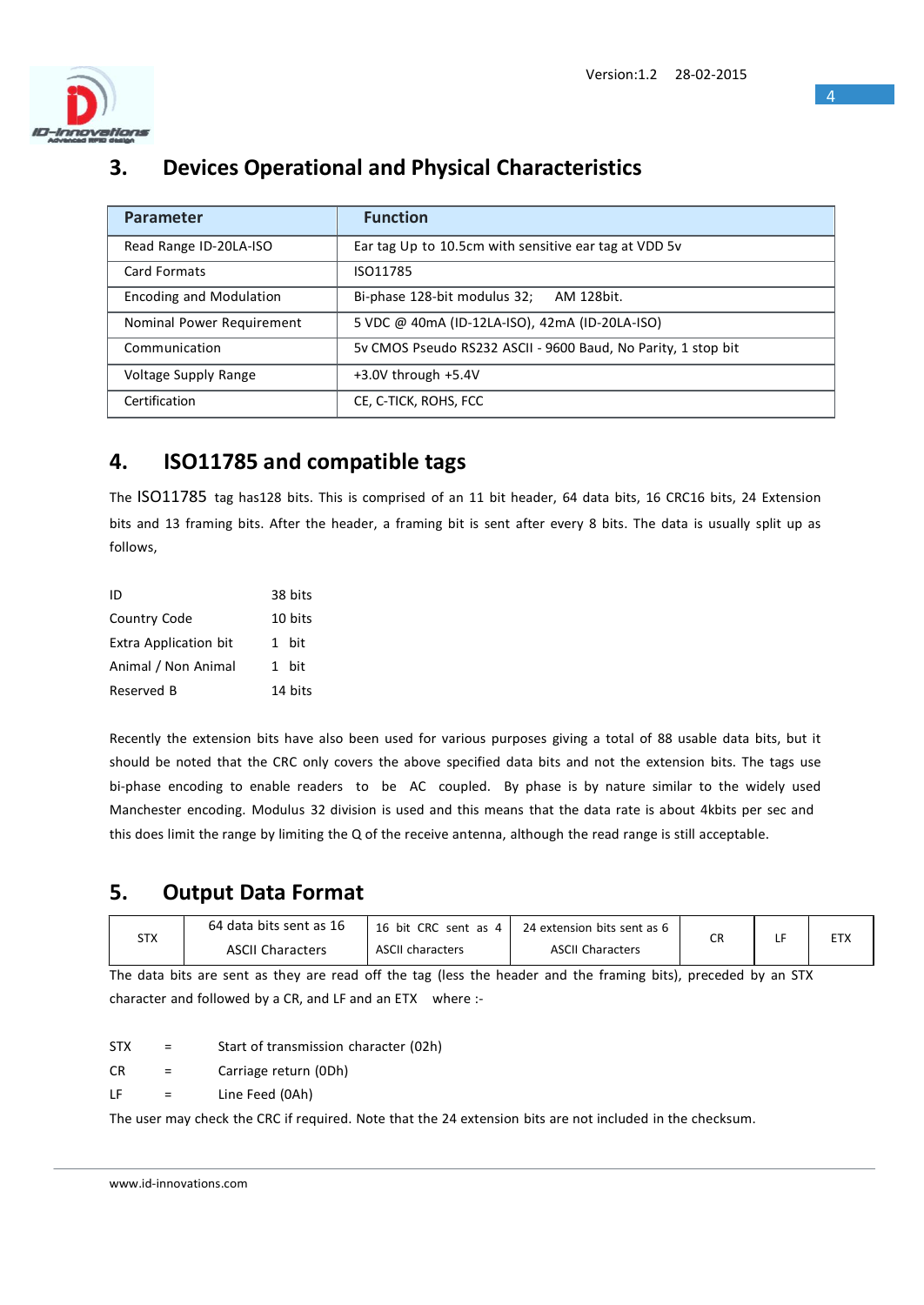## 3. Devices Operational and Physical Characteristics

| Parameter | Function |
|---|---|
| Read Range ID-20LA-ISO | Ear tag Up to 10.5cm with sensitive ear tag at VDD 5v |
| Card Formats | ISO11785 |
| Encoding and Modulation | Bi-phase 128-bit modulus 32; AM 128bit. |
| Nominal Power Requirement | 5 VDC @ 40mA (ID-12LA-ISO), 42mA (ID-20LA-ISO) |
| Communication | 5v CMOS Pseudo RS232 ASCII - 9600 Baud, No Parity, 1 stop bit |
| Voltage Supply Range | +3.0V through +5.4V |
| Certification | CE, C-TICK, ROHS, FCC |

## 4. ISO11785 and compatible tags

The ISO11785 tag has128 bits. This is comprised of an 11 bit header, 64 data bits, 16 CRC16 bits, 24 Extension bits and 13 framing bits. After the header, a framing bit is sent after every 8 bits. The data is usually split up as follows,

| | |
|---|---|
| ID | 38 bits |
| Country Code | 10 bits |
| Extra Application bit | 1 bit |
| Animal / Non Animal | 1 bit |
| Reserved B | 14 bits |

Recently the extension bits have also been used for various purposes giving a total of 88 usable data bits, but it should be noted that the CRC only covers the above specified data bits and not the extension bits. The tags use bi-phase encoding to enable readers to be AC coupled. By phase is by nature similar to the widely used Manchester encoding. Modulus 32 division is used and this means that the data rate is about 4kbits per sec and this does limit the range by limiting the Q of the receive antenna, although the read range is still acceptable.

## 5. Output Data Format

| STX | 64 data bits sent as 16 ASCII Characters | 16 bit CRC sent as 4 ASCII characters | 24 extension bits sent as 6 ASCII Characters | CR | LF | ETX |
|---|---|---|---|---|---|---|

The data bits are sent as they are read off the tag (less the header and the framing bits), preceded by an STX character and followed by a CR, and LF and an ETX where :-

| | | |
|---|---|---|
| STX | = | Start of transmission character (02h) |
| CR | = | Carriage return (0Dh) |
| LF | = | Line Feed (0Ah) |

The user may check the CRC if required. Note that the 24 extension bits are not included in the checksum.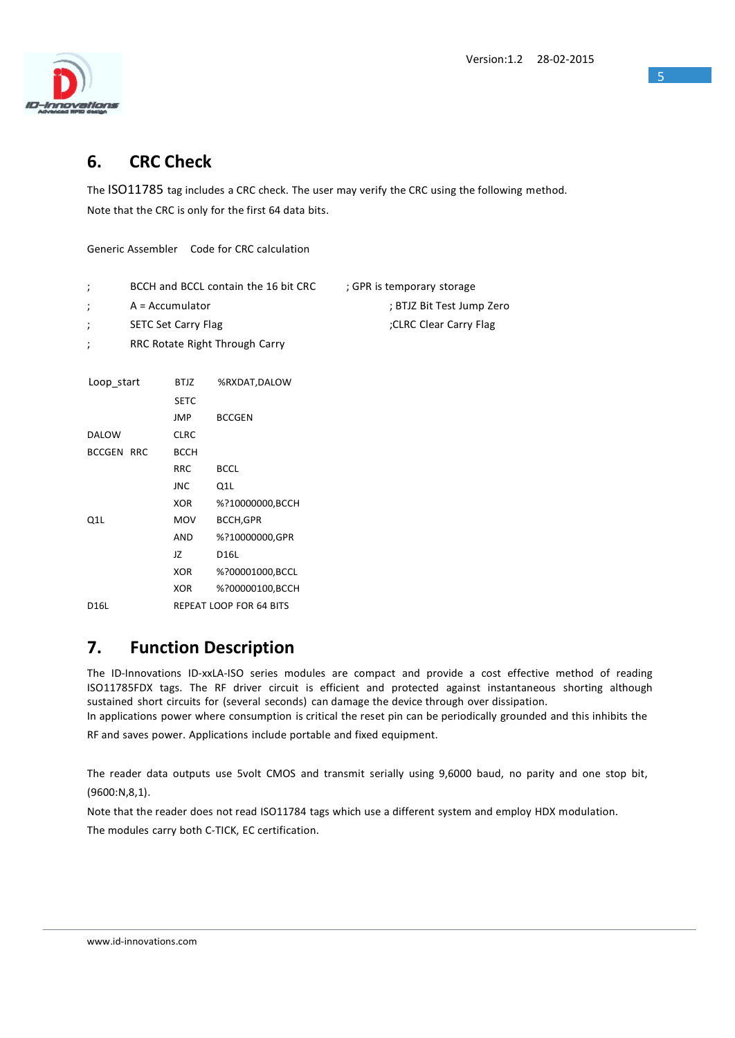## 6. CRC Check

The ISO11785 tag includes a CRC check. The user may verify the CRC using the following method.

Note that the CRC is only for the first 64 data bits.

Generic Assembler Code for CRC calculation

```
;       BCCH and BCCL contain the 16 bit CRC      ; GPR is temporary storage
;       A = Accumulator                           ; BTJZ Bit Test Jump Zero
;       SETC Set Carry Flag                       ;CLRC Clear Carry Flag
;       RRC Rotate Right Through Carry

Loop_start    BTJZ    %RXDAT,DALOW
              SETC
              JMP     BCCGEN
DALOW         CLRC
BCCGEN  RRC   BCCH
              RRC     BCCL
              JNC     Q1L
              XOR     %?10000000,BCCH
Q1L           MOV     BCCH,GPR
              AND     %?10000000,GPR
              JZ      D16L
              XOR     %?00001000,BCCL
              XOR     %?00000100,BCCH
D16L          REPEAT LOOP FOR 64 BITS
```

## 7. Function Description

The ID-Innovations ID-xxLA-ISO series modules are compact and provide a cost effective method of reading ISO11785FDX tags. The RF driver circuit is efficient and protected against instantaneous shorting although sustained short circuits for (several seconds) can damage the device through over dissipation.

In applications power where consumption is critical the reset pin can be periodically grounded and this inhibits the RF and saves power. Applications include portable and fixed equipment.

The reader data outputs use 5volt CMOS and transmit serially using 9,6000 baud, no parity and one stop bit, (9600:N,8,1).

Note that the reader does not read ISO11784 tags which use a different system and employ HDX modulation.

The modules carry both C-TICK, EC certification.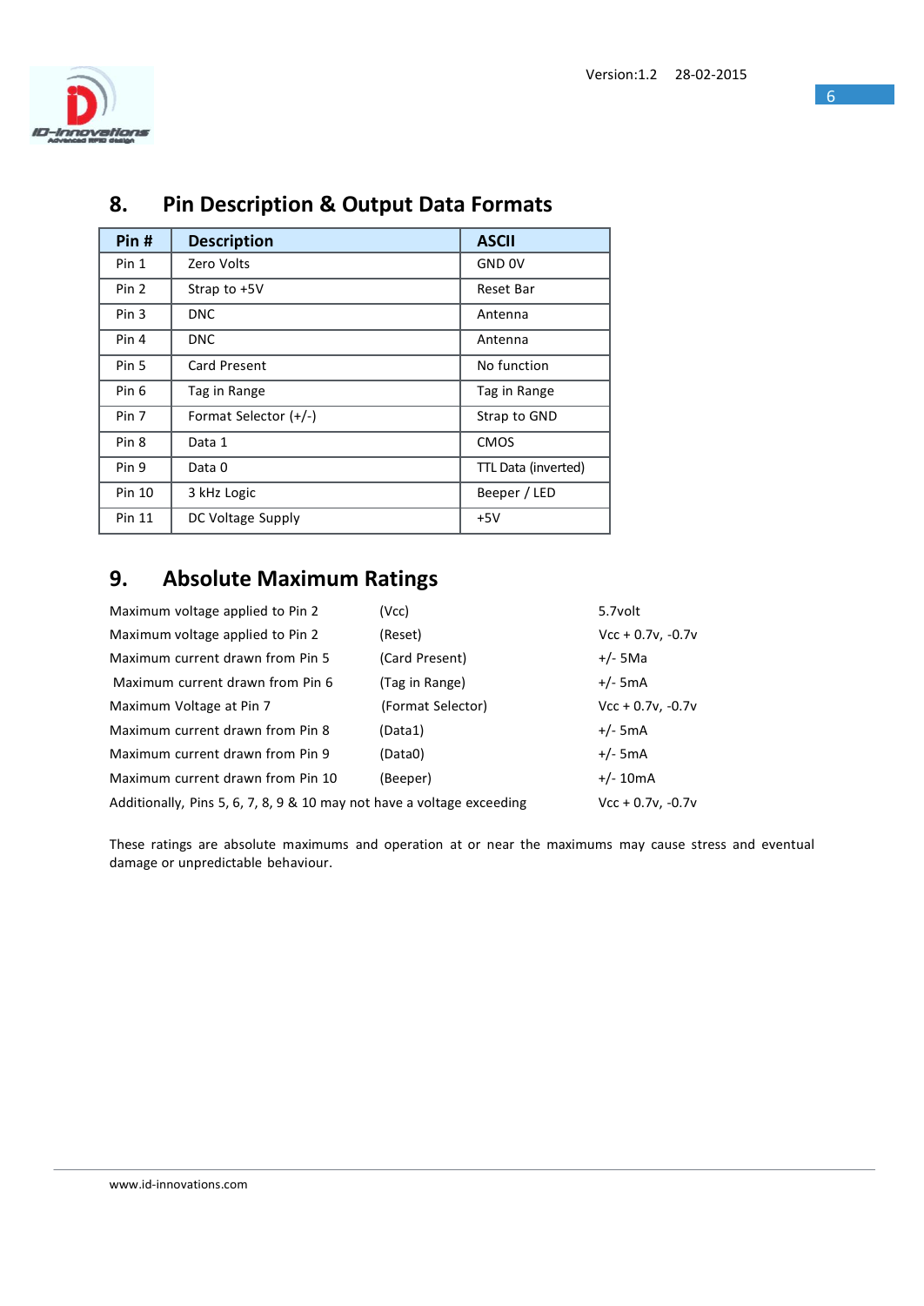## 8. Pin Description & Output Data Formats

| Pin # | Description | ASCII |
|---|---|---|
| Pin 1 | Zero Volts | GND 0V |
| Pin 2 | Strap to +5V | Reset Bar |
| Pin 3 | DNC | Antenna |
| Pin 4 | DNC | Antenna |
| Pin 5 | Card Present | No function |
| Pin 6 | Tag in Range | Tag in Range |
| Pin 7 | Format Selector (+/-) | Strap to GND |
| Pin 8 | Data 1 | CMOS |
| Pin 9 | Data 0 | TTL Data (inverted) |
| Pin 10 | 3 kHz Logic | Beeper / LED |
| Pin 11 | DC Voltage Supply | +5V |

## 9. Absolute Maximum Ratings

| | | |
|---|---|---|
| Maximum voltage applied to Pin 2 | (Vcc) | 5.7volt |
| Maximum voltage applied to Pin 2 | (Reset) | Vcc + 0.7v, -0.7v |
| Maximum current drawn from Pin 5 | (Card Present) | +/- 5Ma |
| Maximum current drawn from Pin 6 | (Tag in Range) | +/- 5mA |
| Maximum Voltage at Pin 7 | (Format Selector) | Vcc + 0.7v, -0.7v |
| Maximum current drawn from Pin 8 | (Data1) | +/- 5mA |
| Maximum current drawn from Pin 9 | (Data0) | +/- 5mA |
| Maximum current drawn from Pin 10 | (Beeper) | +/- 10mA |
| Additionally, Pins 5, 6, 7, 8, 9 & 10 may not have a voltage exceeding | | Vcc + 0.7v, -0.7v |

These ratings are absolute maximums and operation at or near the maximums may cause stress and eventual damage or unpredictable behaviour.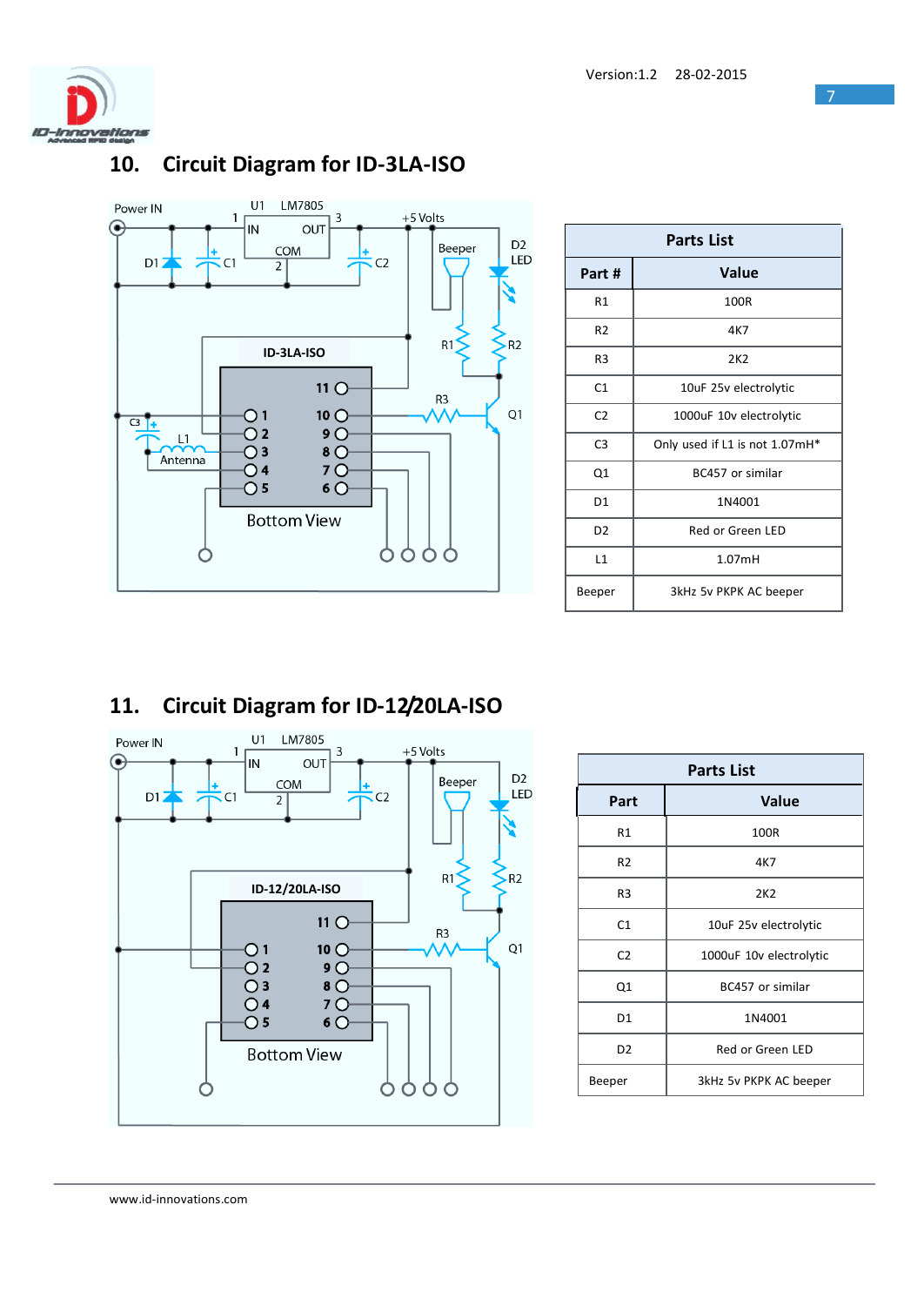## 10. Circuit Diagram for ID-3LA-ISO

| Parts List | |
|---|---|
| **Part #** | **Value** |
| R1 | 100R |
| R2 | 4K7 |
| R3 | 2K2 |
| C1 | 10uF 25v electrolytic |
| C2 | 1000uF 10v electrolytic |
| C3 | Only used if L1 is not 1.07mH* |
| Q1 | BC457 or similar |
| D1 | 1N4001 |
| D2 | Red or Green LED |
| L1 | 1.07mH |
| Beeper | 3kHz 5v PKPK AC beeper |

## 11. Circuit Diagram for ID-12/20LA-ISO

| Parts List | |
|---|---|
| **Part** | **Value** |
| R1 | 100R |
| R2 | 4K7 |
| R3 | 2K2 |
| C1 | 10uF 25v electrolytic |
| C2 | 1000uF 10v electrolytic |
| Q1 | BC457 or similar |
| D1 | 1N4001 |
| D2 | Red or Green LED |
| Beeper | 3kHz 5v PKPK AC beeper |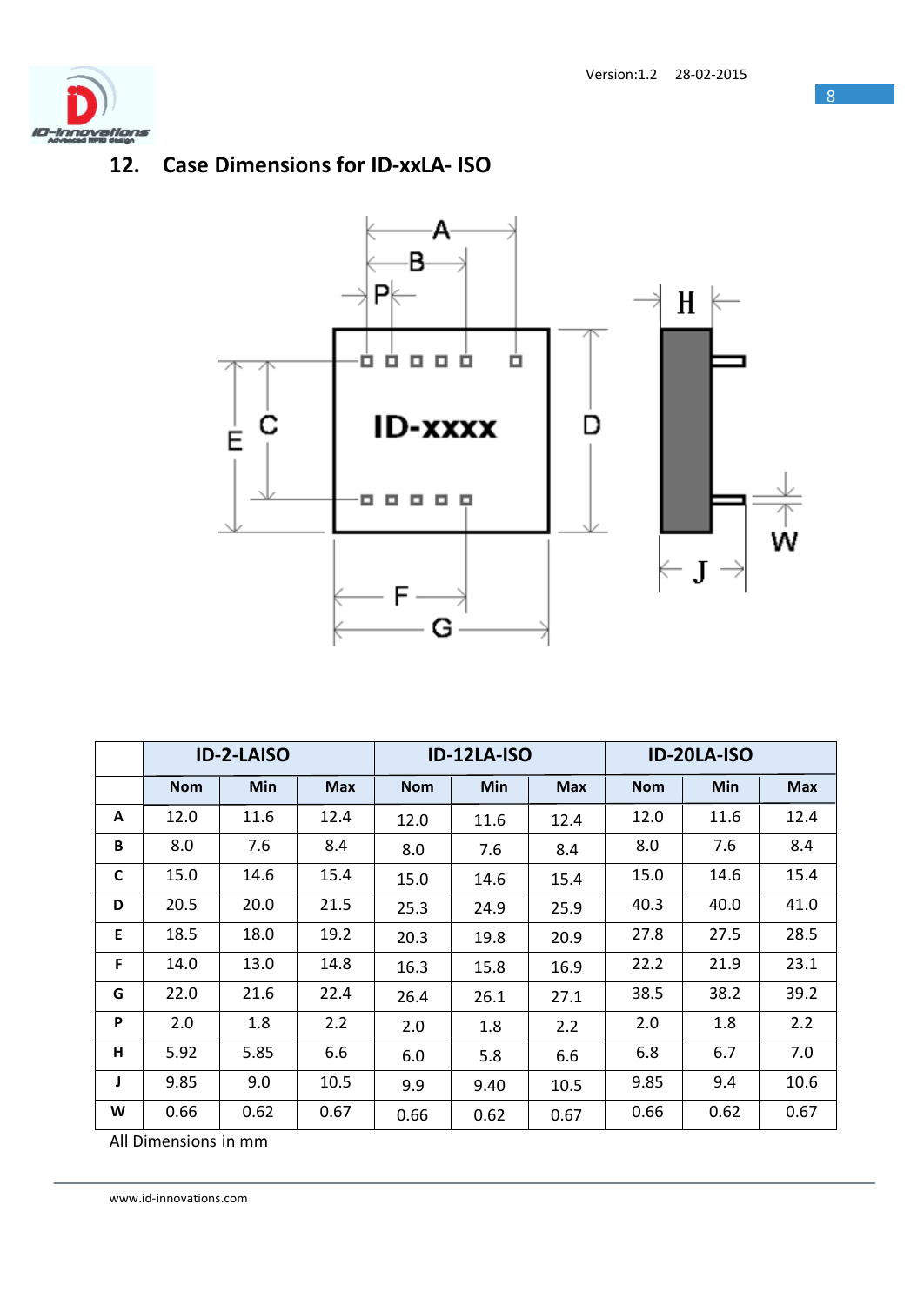## 12. Case Dimensions for ID-xxLA- ISO

| | ID-2-LAISO | | | ID-12LA-ISO | | | ID-20LA-ISO | | |
|---|---|---|---|---|---|---|---|---|---|
| | Nom | Min | Max | Nom | Min | Max | Nom | Min | Max |
| A | 12.0 | 11.6 | 12.4 | 12.0 | 11.6 | 12.4 | 12.0 | 11.6 | 12.4 |
| B | 8.0 | 7.6 | 8.4 | 8.0 | 7.6 | 8.4 | 8.0 | 7.6 | 8.4 |
| C | 15.0 | 14.6 | 15.4 | 15.0 | 14.6 | 15.4 | 15.0 | 14.6 | 15.4 |
| D | 20.5 | 20.0 | 21.5 | 25.3 | 24.9 | 25.9 | 40.3 | 40.0 | 41.0 |
| E | 18.5 | 18.0 | 19.2 | 20.3 | 19.8 | 20.9 | 27.8 | 27.5 | 28.5 |
| F | 14.0 | 13.0 | 14.8 | 16.3 | 15.8 | 16.9 | 22.2 | 21.9 | 23.1 |
| G | 22.0 | 21.6 | 22.4 | 26.4 | 26.1 | 27.1 | 38.5 | 38.2 | 39.2 |
| P | 2.0 | 1.8 | 2.2 | 2.0 | 1.8 | 2.2 | 2.0 | 1.8 | 2.2 |
| H | 5.92 | 5.85 | 6.6 | 6.0 | 5.8 | 6.6 | 6.8 | 6.7 | 7.0 |
| J | 9.85 | 9.0 | 10.5 | 9.9 | 9.40 | 10.5 | 9.85 | 9.4 | 10.6 |
| W | 0.66 | 0.62 | 0.67 | 0.66 | 0.62 | 0.67 | 0.66 | 0.62 | 0.67 |

All Dimensions in mm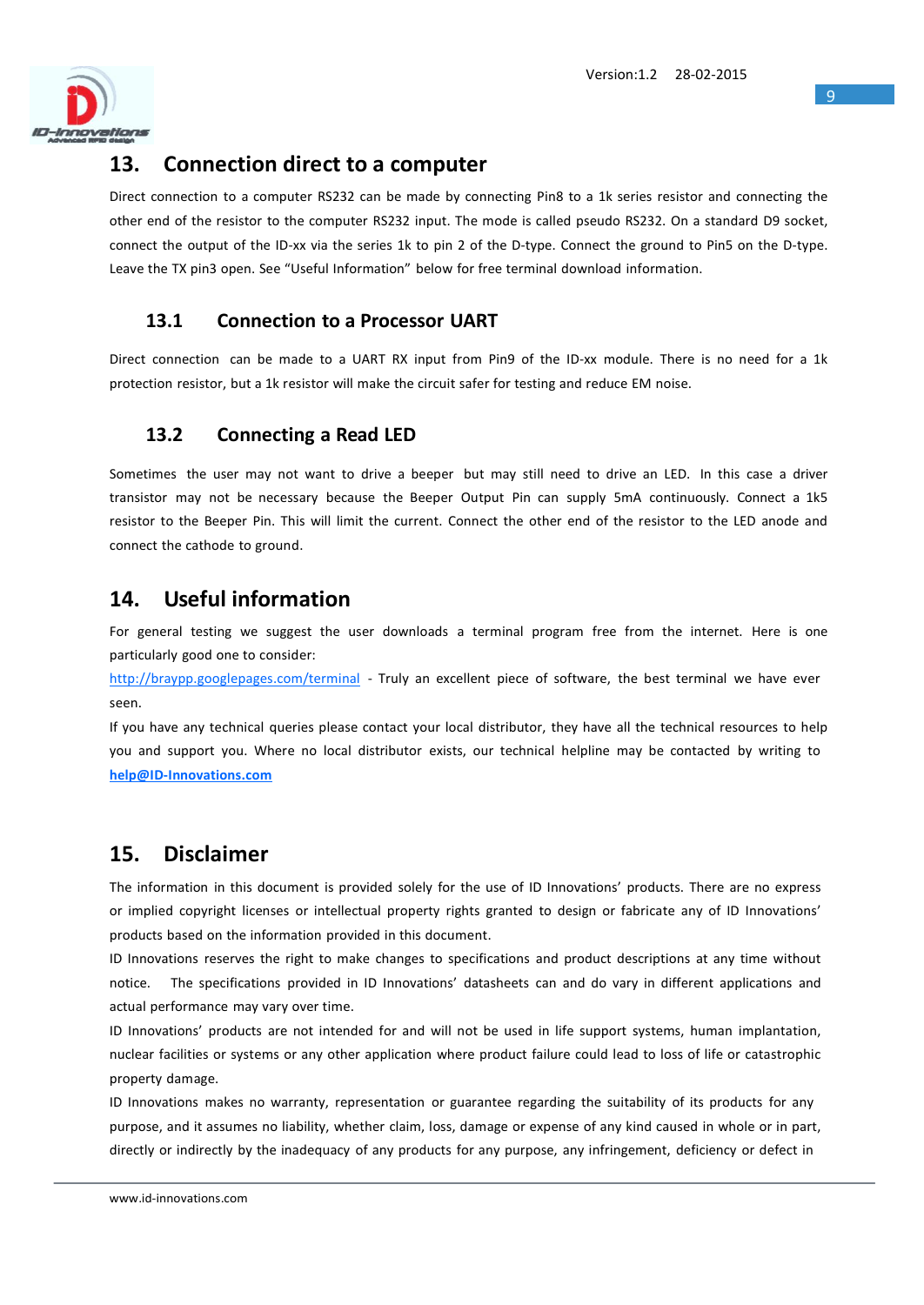## 13. Connection direct to a computer

Direct connection to a computer RS232 can be made by connecting Pin8 to a 1k series resistor and connecting the other end of the resistor to the computer RS232 input. The mode is called pseudo RS232. On a standard D9 socket, connect the output of the ID-xx via the series 1k to pin 2 of the D-type. Connect the ground to Pin5 on the D-type. Leave the TX pin3 open. See “Useful Information” below for free terminal download information.

### 13.1 Connection to a Processor UART

Direct connection can be made to a UART RX input from Pin9 of the ID-xx module. There is no need for a 1k protection resistor, but a 1k resistor will make the circuit safer for testing and reduce EM noise.

### 13.2 Connecting a Read LED

Sometimes the user may not want to drive a beeper but may still need to drive an LED. In this case a driver transistor may not be necessary because the Beeper Output Pin can supply 5mA continuously. Connect a 1k5 resistor to the Beeper Pin. This will limit the current. Connect the other end of the resistor to the LED anode and connect the cathode to ground.

## 14. Useful information

For general testing we suggest the user downloads a terminal program free from the internet. Here is one particularly good one to consider:

http://braypp.googlepages.com/terminal - Truly an excellent piece of software, the best terminal we have ever seen.

If you have any technical queries please contact your local distributor, they have all the technical resources to help you and support you. Where no local distributor exists, our technical helpline may be contacted by writing to **help@ID-Innovations.com**

## 15. Disclaimer

The information in this document is provided solely for the use of ID Innovations’ products. There are no express or implied copyright licenses or intellectual property rights granted to design or fabricate any of ID Innovations’ products based on the information provided in this document.

ID Innovations reserves the right to make changes to specifications and product descriptions at any time without notice. The specifications provided in ID Innovations’ datasheets can and do vary in different applications and actual performance may vary over time.

ID Innovations’ products are not intended for and will not be used in life support systems, human implantation, nuclear facilities or systems or any other application where product failure could lead to loss of life or catastrophic property damage.

ID Innovations makes no warranty, representation or guarantee regarding the suitability of its products for any purpose, and it assumes no liability, whether claim, loss, damage or expense of any kind caused in whole or in part, directly or indirectly by the inadequacy of any products for any purpose, any infringement, deficiency or defect in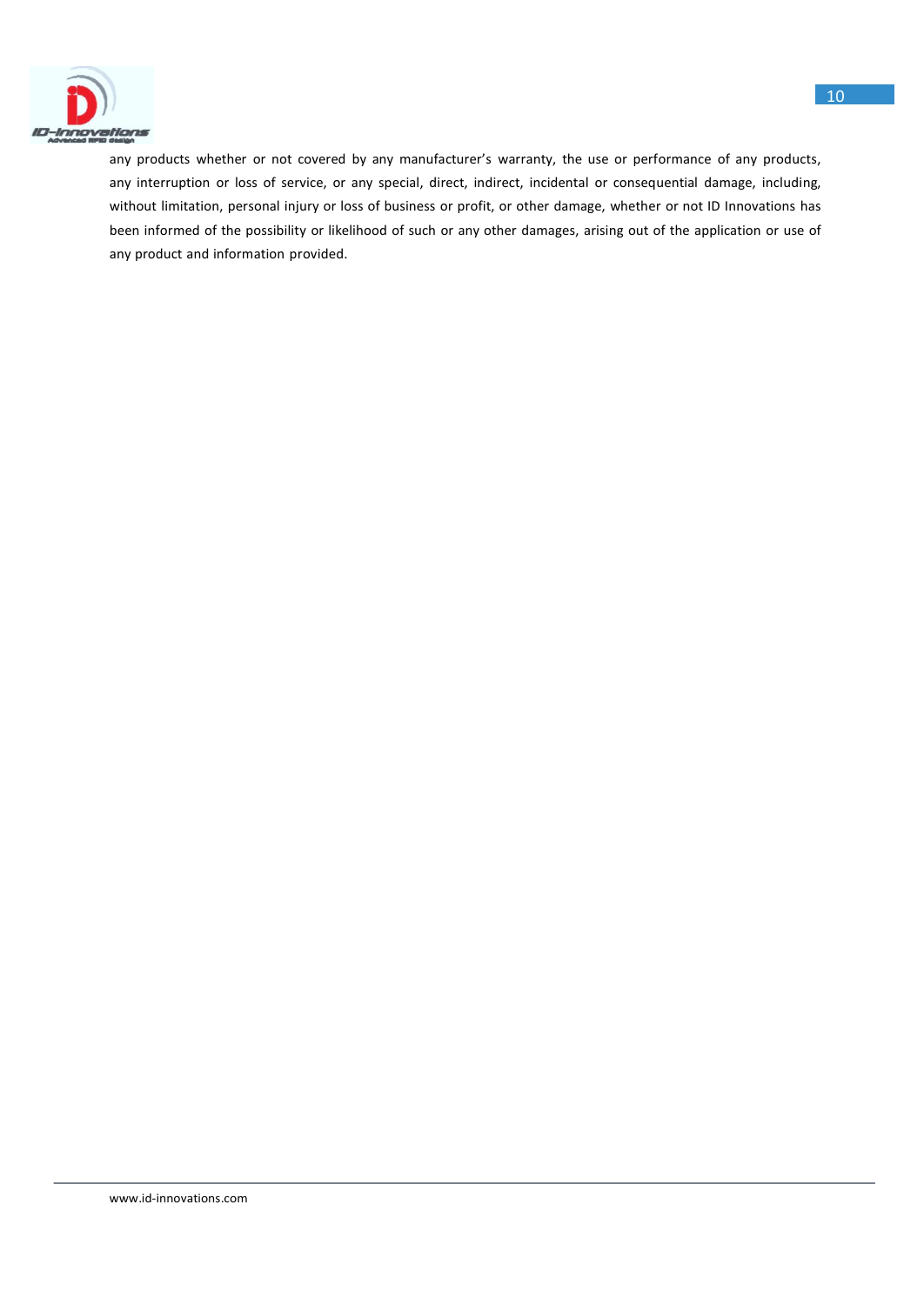any products whether or not covered by any manufacturer's warranty, the use or performance of any products, any interruption or loss of service, or any special, direct, indirect, incidental or consequential damage, including, without limitation, personal injury or loss of business or profit, or other damage, whether or not ID Innovations has been informed of the possibility or likelihood of such or any other damages, arising out of the application or use of any product and information provided.